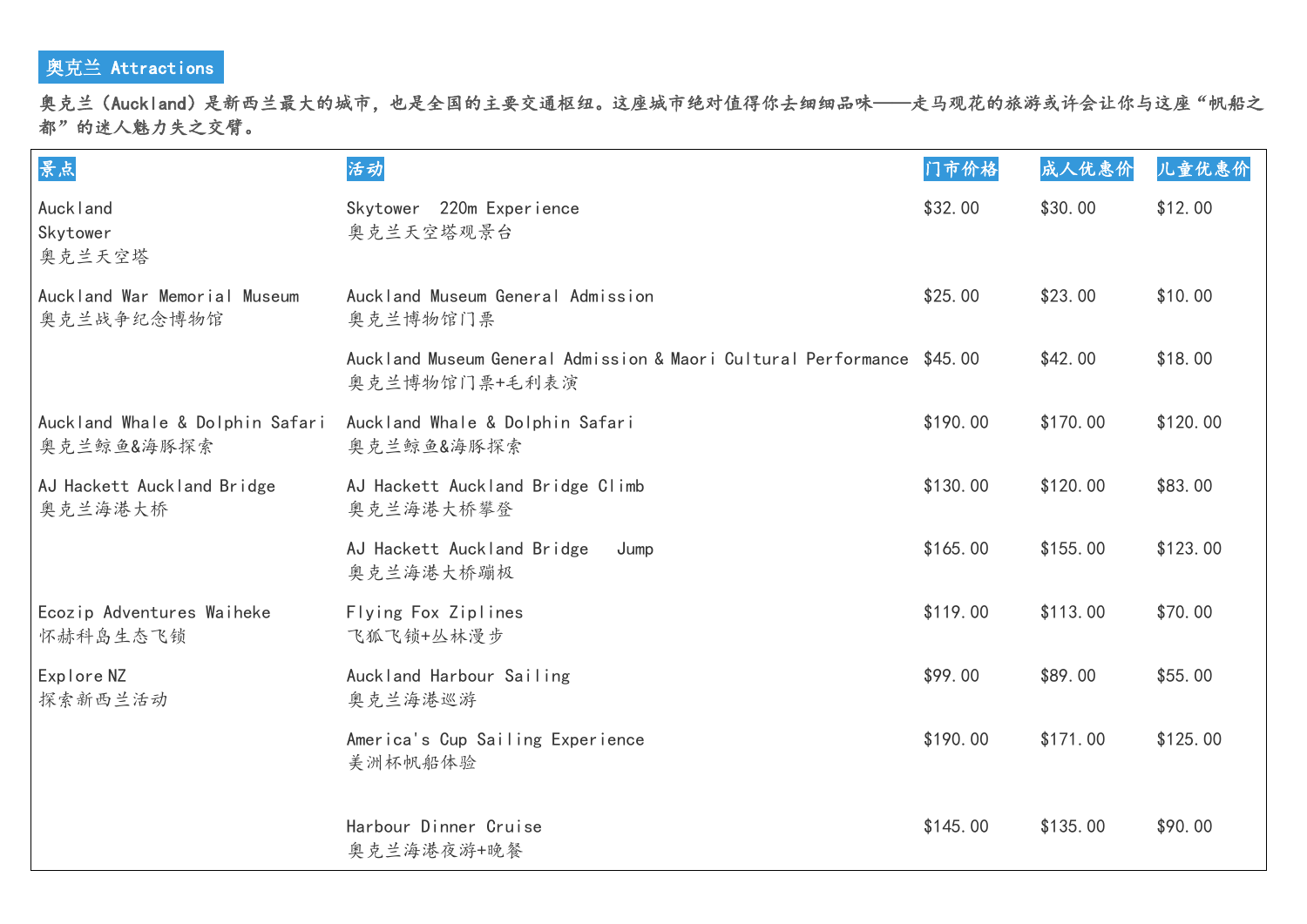## 奥克兰 Attractions

**奥克兰（Auckland）是新西兰最大的城市，也是全国的主要交通枢纽。这座城市绝对值得你去细细品味——走马观花的旅游或许会让你与这座“帆船之都”的迷人魅力失之交臂。**

| 景点 | 活动 | 门市价格 | 成人优惠价 | 儿童优惠价 |
|---|---|---|---|---|
| Auckland Skytower<br>奥克兰天空塔 | Skytower 220m Experience<br>奥克兰天空塔观景台 | $32.00 | $30.00 | $12.00 |
| Auckland War Memorial Museum<br>奥克兰战争纪念博物馆 | Auckland Museum General Admission<br>奥克兰博物馆门票 | $25.00 | $23.00 | $10.00 |
| | Auckland Museum General Admission & Maori Cultural Performance<br>奥克兰博物馆门票+毛利表演 | $45.00 | $42.00 | $18.00 |
| Auckland Whale & Dolphin Safari<br>奥克兰鲸鱼&海豚探索 | Auckland Whale & Dolphin Safari<br>奥克兰鲸鱼&海豚探索 | $190.00 | $170.00 | $120.00 |
| AJ Hackett Auckland Bridge<br>奥克兰海港大桥 | AJ Hackett Auckland Bridge Climb<br>奥克兰海港大桥攀登 | $130.00 | $120.00 | $83.00 |
| | AJ Hackett Auckland Bridge Jump<br>奥克兰海港大桥蹦极 | $165.00 | $155.00 | $123.00 |
| Ecozip Adventures Waiheke<br>怀赫科岛生态飞锁 | Flying Fox Ziplines<br>飞狐飞锁+丛林漫步 | $119.00 | $113.00 | $70.00 |
| Explore NZ<br>探索新西兰活动 | Auckland Harbour Sailing<br>奥克兰海港巡游 | $99.00 | $89.00 | $55.00 |
| | America's Cup Sailing Experience<br>美洲杯帆船体验 | $190.00 | $171.00 | $125.00 |
| | Harbour Dinner Cruise<br>奥克兰海港夜游+晚餐 | $145.00 | $135.00 | $90.00 |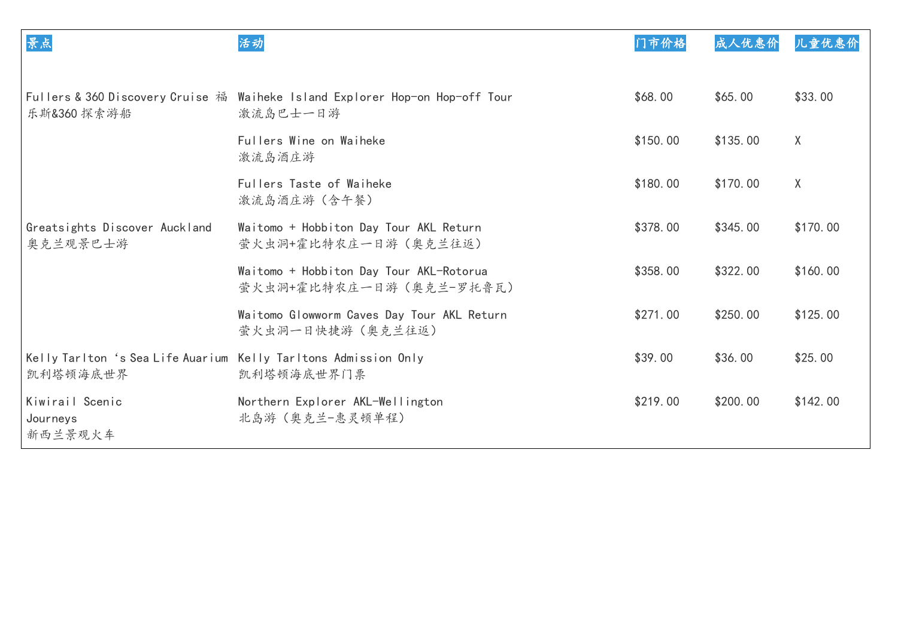| 景点 | 活动 | 门市价格 | 成人优惠价 | 儿童优惠价 |
|---|---|---|---|---|
| Fullers & 360 Discovery Cruise 福乐斯&360 探索游船 | Waiheke Island Explorer Hop-on Hop-off Tour<br>激流岛巴士一日游 | $68.00 | $65.00 | $33.00 |
| | Fullers Wine on Waiheke<br>激流岛酒庄游 | $150.00 | $135.00 | X |
| | Fullers Taste of Waiheke<br>激流岛酒庄游（含午餐） | $180.00 | $170.00 | X |
| Greatsights Discover Auckland<br>奥克兰观景巴士游 | Waitomo + Hobbiton Day Tour AKL Return<br>萤火虫洞+霍比特农庄一日游（奥克兰往返） | $378.00 | $345.00 | $170.00 |
| | Waitomo + Hobbiton Day Tour AKL-Rotorua<br>萤火虫洞+霍比特农庄一日游（奥克兰-罗托鲁瓦） | $358.00 | $322.00 | $160.00 |
| | Waitomo Glowworm Caves Day Tour AKL Return<br>萤火虫洞一日快捷游（奥克兰往返） | $271.00 | $250.00 | $125.00 |
| Kelly Tarlton ‘s Sea Life Auarium<br>凯利塔顿海底世界 | Kelly Tarltons Admission Only<br>凯利塔顿海底世界门票 | $39.00 | $36.00 | $25.00 |
| Kiwirail Scenic Journeys<br>新西兰景观火车 | Northern Explorer AKL-Wellington<br>北岛游（奥克兰-惠灵顿单程） | $219.00 | $200.00 | $142.00 |